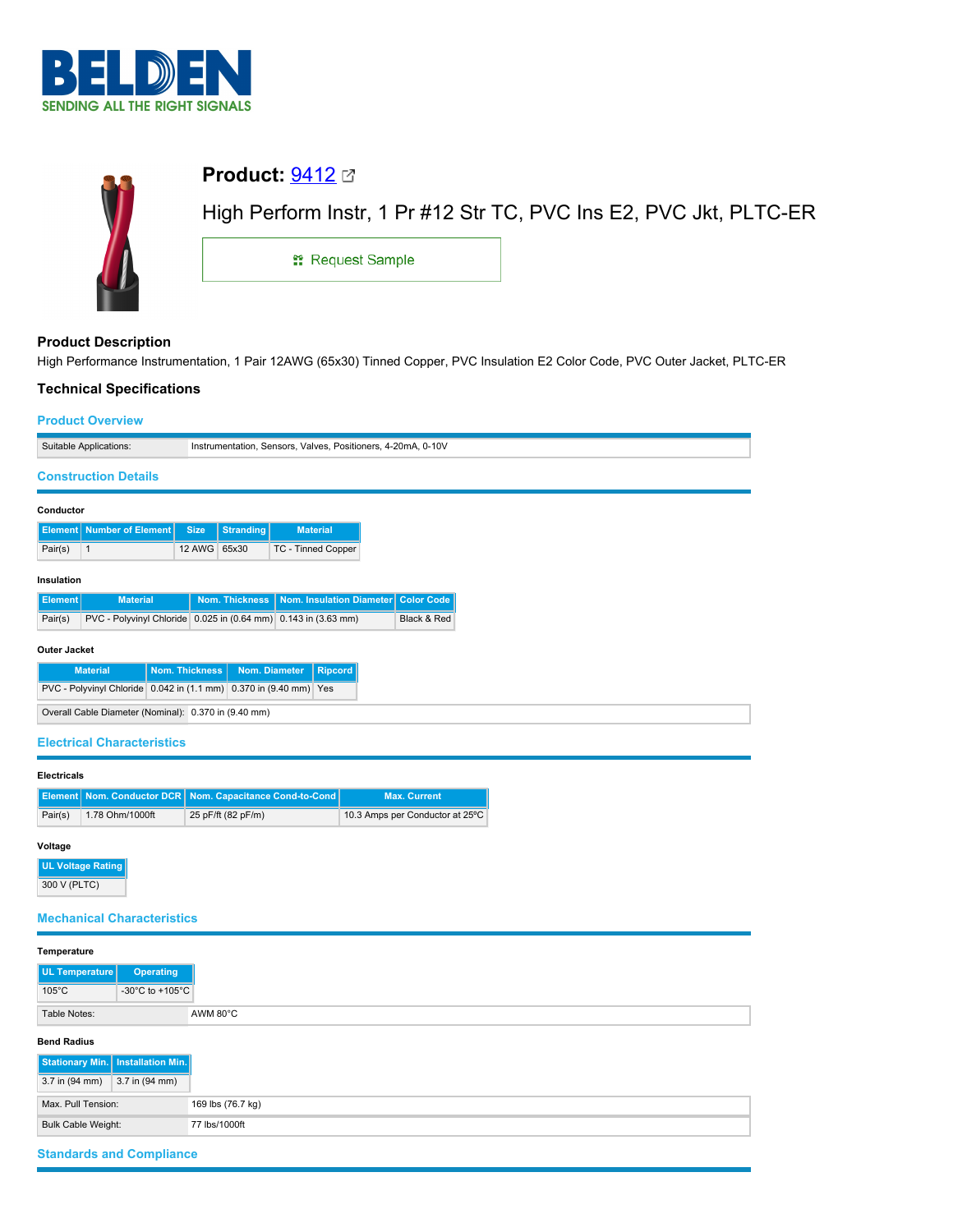# BELDEN
SENDING ALL THE RIGHT SIGNALS

## Product: 9412

High Perform Instr, 1 Pr #12 Str TC, PVC Ins E2, PVC Jkt, PLTC-ER

Request Sample

### Product Description

High Performance Instrumentation, 1 Pair 12AWG (65x30) Tinned Copper, PVC Insulation E2 Color Code, PVC Outer Jacket, PLTC-ER

### Technical Specifications

#### Product Overview

| | |
|---|---|
| Suitable Applications: | Instrumentation, Sensors, Valves, Positioners, 4-20mA, 0-10V |

#### Construction Details

**Conductor**

| Element | Number of Element | Size | Stranding | Material |
|---|---|---|---|---|
| Pair(s) | 1 | 12 AWG | 65x30 | TC - Tinned Copper |

**Insulation**

| Element | Material | Nom. Thickness | Nom. Insulation Diameter | Color Code |
|---|---|---|---|---|
| Pair(s) | PVC - Polyvinyl Chloride | 0.025 in (0.64 mm) | 0.143 in (3.63 mm) | Black & Red |

**Outer Jacket**

| Material | Nom. Thickness | Nom. Diameter | Ripcord |
|---|---|---|---|
| PVC - Polyvinyl Chloride | 0.042 in (1.1 mm) | 0.370 in (9.40 mm) | Yes |

| | |
|---|---|
| Overall Cable Diameter (Nominal): | 0.370 in (9.40 mm) |

#### Electrical Characteristics

**Electricals**

| Element | Nom. Conductor DCR | Nom. Capacitance Cond-to-Cond | Max. Current |
|---|---|---|---|
| Pair(s) | 1.78 Ohm/1000ft | 25 pF/ft (82 pF/m) | 10.3 Amps per Conductor at 25ºC |

**Voltage**

| UL Voltage Rating |
|---|
| 300 V (PLTC) |

#### Mechanical Characteristics

**Temperature**

| UL Temperature | Operating |
|---|---|
| 105°C | -30°C to +105°C |

| | |
|---|---|
| Table Notes: | AWM 80°C |

**Bend Radius**

| Stationary Min. | Installation Min. |
|---|---|
| 3.7 in (94 mm) | 3.7 in (94 mm) |

| | |
|---|---|
| Max. Pull Tension: | 169 lbs (76.7 kg) |
| Bulk Cable Weight: | 77 lbs/1000ft |

#### Standards and Compliance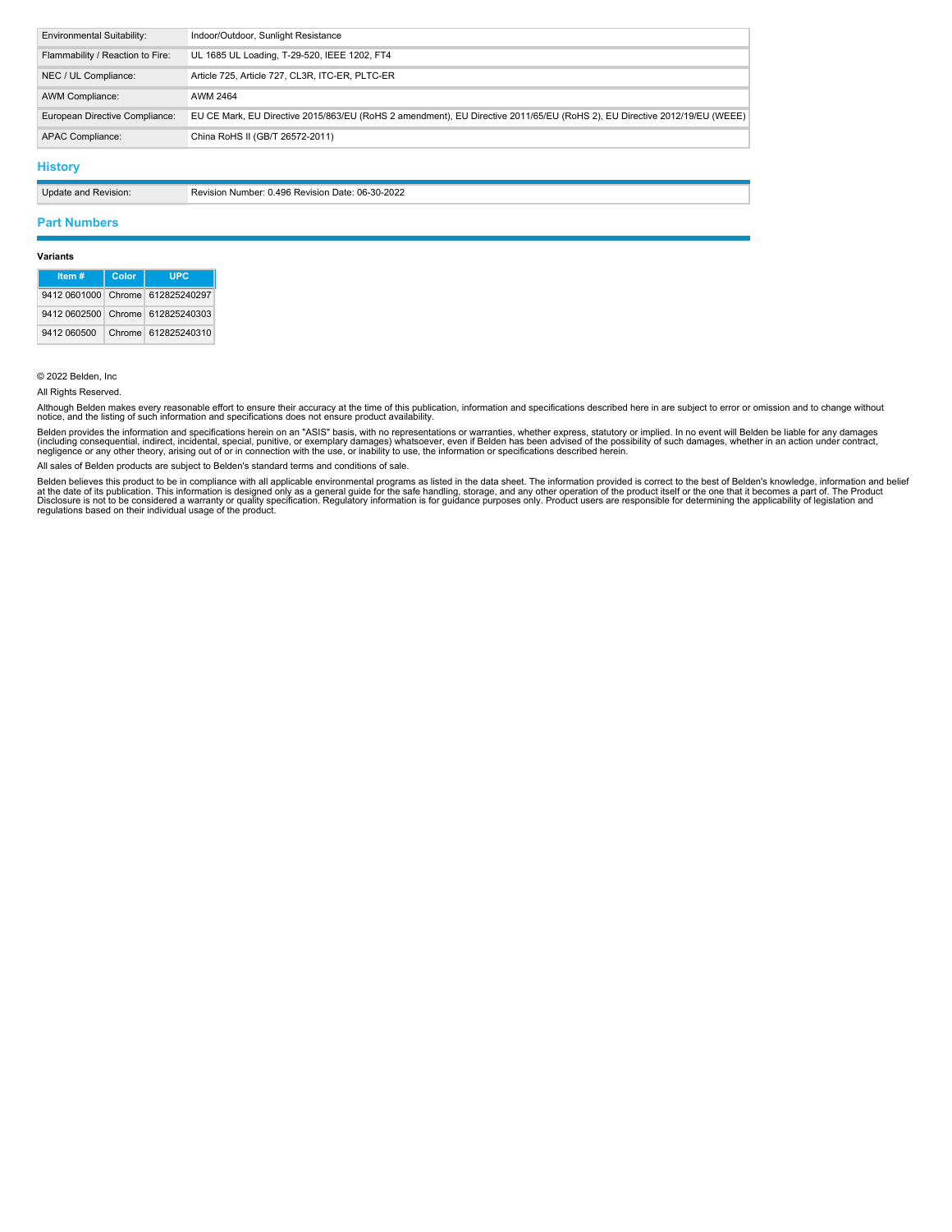| | |
|---|---|
| Environmental Suitability: | Indoor/Outdoor, Sunlight Resistance |
| Flammability / Reaction to Fire: | UL 1685 UL Loading, T-29-520, IEEE 1202, FT4 |
| NEC / UL Compliance: | Article 725, Article 727, CL3R, ITC-ER, PLTC-ER |
| AWM Compliance: | AWM 2464 |
| European Directive Compliance: | EU CE Mark, EU Directive 2015/863/EU (RoHS 2 amendment), EU Directive 2011/65/EU (RoHS 2), EU Directive 2012/19/EU (WEEE) |
| APAC Compliance: | China RoHS II (GB/T 26572-2011) |

## History

| | |
|---|---|
| Update and Revision: | Revision Number: 0.496 Revision Date: 06-30-2022 |

## Part Numbers

**Variants**

| Item # | Color | UPC |
|---|---|---|
| 9412 0601000 | Chrome | 612825240297 |
| 9412 0602500 | Chrome | 612825240303 |
| 9412 060500 | Chrome | 612825240310 |

© 2022 Belden, Inc

All Rights Reserved.

Although Belden makes every reasonable effort to ensure their accuracy at the time of this publication, information and specifications described here in are subject to error or omission and to change without notice, and the listing of such information and specifications does not ensure product availability.

Belden provides the information and specifications herein on an "ASIS" basis, with no representations or warranties, whether express, statutory or implied. In no event will Belden be liable for any damages (including consequential, indirect, incidental, special, punitive, or exemplary damages) whatsoever, even if Belden has been advised of the possibility of such damages, whether in an action under contract, negligence or any other theory, arising out of or in connection with the use, or inability to use, the information or specifications described herein.

All sales of Belden products are subject to Belden's standard terms and conditions of sale.

Belden believes this product to be in compliance with all applicable environmental programs as listed in the data sheet. The information provided is correct to the best of Belden's knowledge, information and belief at the date of its publication. This information is designed only as a general guide for the safe handling, storage, and any other operation of the product itself or the one that it becomes a part of. The Product Disclosure is not to be considered a warranty or quality specification. Regulatory information is for guidance purposes only. Product users are responsible for determining the applicability of legislation and regulations based on their individual usage of the product.